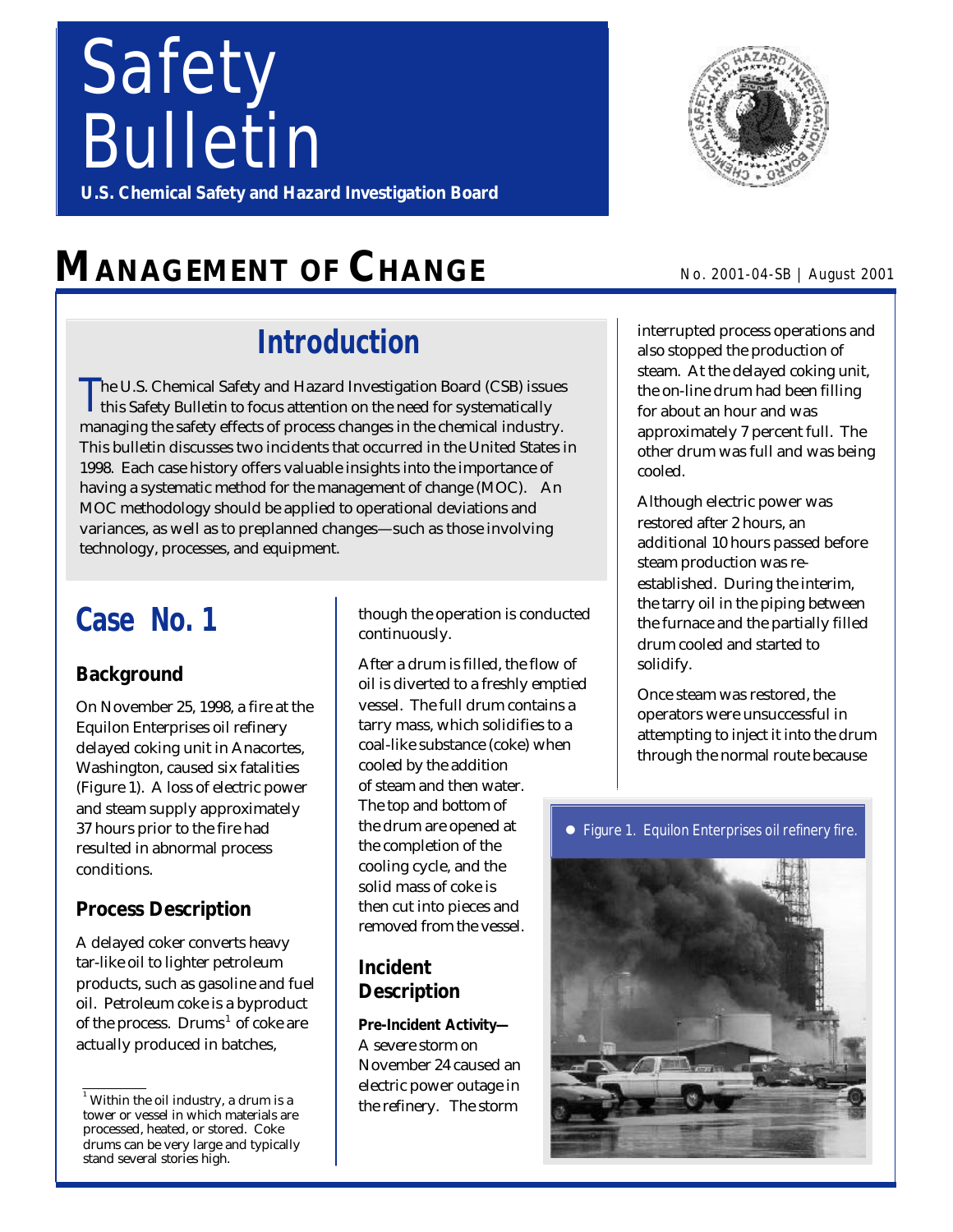# Safety Bulletin

**U.S. Chemical Safety and Hazard Investigation Board**

# MANAGEMENT OF CHANGE

No. 2001-04-SB | August 2001

## Introduction

The U.S. Chemical Safety and Hazard Investigation Board (CSB) issues this Safety Bulletin to focus attention on the need for systematically managing the safety effects of process changes in the chemical industry. This bulletin discusses two incidents that occurred in the United States in 1998. Each case history offers valuable insights into the importance of having a systematic method for the management of change (MOC). An MOC methodology should be applied to operational deviations and variances, as well as to preplanned changes—such as those involving technology, processes, and equipment.

## Case No. 1

### Background

On November 25, 1998, a fire at the Equilon Enterprises oil refinery delayed coking unit in Anacortes, Washington, caused six fatalities (Figure 1). A loss of electric power and steam supply approximately 37 hours prior to the fire had resulted in abnormal process conditions.

### Process Description

A delayed coker converts heavy tar-like oil to lighter petroleum products, such as gasoline and fuel oil. Petroleum coke is a byproduct of the process. Drums[1] of coke are actually produced in batches, though the operation is conducted continuously.

After a drum is filled, the flow of oil is diverted to a freshly emptied vessel. The full drum contains a tarry mass, which solidifies to a coal-like substance (coke) when cooled by the addition of steam and then water. The top and bottom of the drum are opened at the completion of the cooling cycle, and the solid mass of coke is then cut into pieces and removed from the vessel.

### Incident Description

**Pre-Incident Activity—** A severe storm on November 24 caused an electric power outage in the refinery. The storm interrupted process operations and also stopped the production of steam. At the delayed coking unit, the on-line drum had been filling for about an hour and was approximately 7 percent full. The other drum was full and was being cooled.

Although electric power was restored after 2 hours, an additional 10 hours passed before steam production was re-established. During the interim, the tarry oil in the piping between the furnace and the partially filled drum cooled and started to solidify.

Once steam was restored, the operators were unsuccessful in attempting to inject it into the drum through the normal route because

Figure 1. Equilon Enterprises oil refinery fire.

[1] Within the oil industry, a drum is a tower or vessel in which materials are processed, heated, or stored. Coke drums can be very large and typically stand several stories high.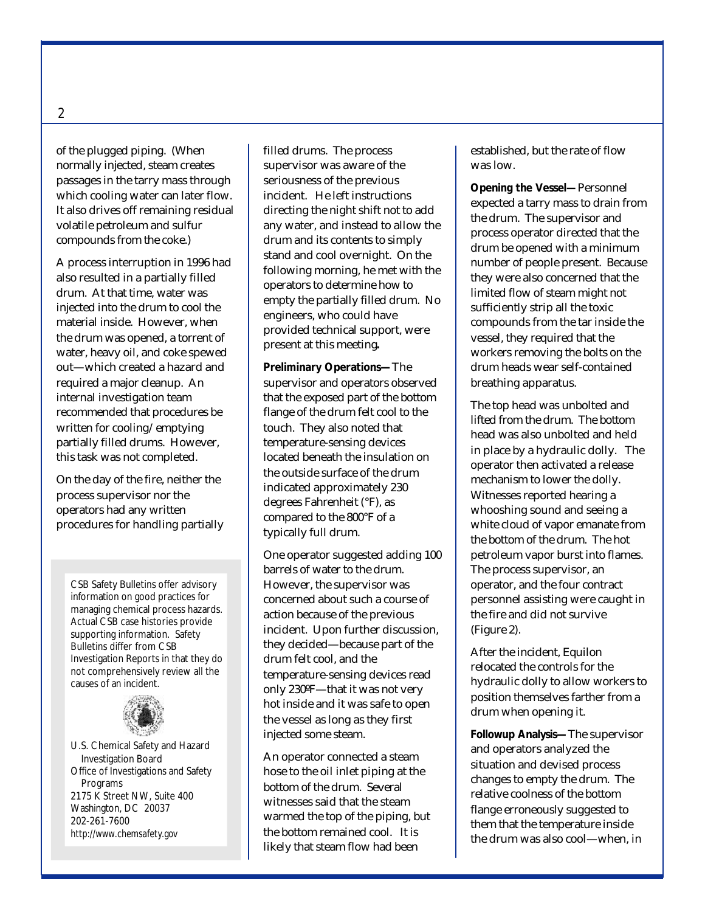of the plugged piping. (When normally injected, steam creates passages in the tarry mass through which cooling water can later flow. It also drives off remaining residual volatile petroleum and sulfur compounds from the coke.)

A process interruption in 1996 had also resulted in a partially filled drum. At that time, water was injected into the drum to cool the material inside. However, when the drum was opened, a torrent of water, heavy oil, and coke spewed out—which created a hazard and required a major cleanup. An internal investigation team recommended that procedures be written for cooling/emptying partially filled drums. However, this task was not completed.

On the day of the fire, neither the process supervisor nor the operators had any written procedures for handling partially filled drums. The process supervisor was aware of the seriousness of the previous incident. He left instructions directing the night shift not to add any water, and instead to allow the drum and its contents to simply stand and cool overnight. On the following morning, he met with the operators to determine how to empty the partially filled drum. No engineers, who could have provided technical support, were present at this meeting**.**

**Preliminary Operations—** The supervisor and operators observed that the exposed part of the bottom flange of the drum felt cool to the touch. They also noted that temperature-sensing devices located beneath the insulation on the outside surface of the drum indicated approximately 230 degrees Fahrenheit (°F), as compared to the 800°F of a typically full drum.

One operator suggested adding 100 barrels of water to the drum. However, the supervisor was concerned about such a course of action because of the previous incident. Upon further discussion, they decided—because part of the drum felt cool, and the temperature-sensing devices read only 230ºF—that it was not very hot inside and it was safe to open the vessel as long as they first injected some steam.

An operator connected a steam hose to the oil inlet piping at the bottom of the drum. Several witnesses said that the steam warmed the top of the piping, but the bottom remained cool. It is likely that steam flow had been established, but the rate of flow was low.

**Opening the Vessel—** Personnel expected a tarry mass to drain from the drum. The supervisor and process operator directed that the drum be opened with a minimum number of people present. Because they were also concerned that the limited flow of steam might not sufficiently strip all the toxic compounds from the tar inside the vessel, they required that the workers removing the bolts on the drum heads wear self-contained breathing apparatus.

The top head was unbolted and lifted from the drum. The bottom head was also unbolted and held in place by a hydraulic dolly. The operator then activated a release mechanism to lower the dolly. Witnesses reported hearing a whooshing sound and seeing a white cloud of vapor emanate from the bottom of the drum. The hot petroleum vapor burst into flames. The process supervisor, an operator, and the four contract personnel assisting were caught in the fire and did not survive (Figure 2).

After the incident, Equilon relocated the controls for the hydraulic dolly to allow workers to position themselves farther from a drum when opening it.

**Followup Analysis—** The supervisor and operators analyzed the situation and devised process changes to empty the drum. The relative coolness of the bottom flange erroneously suggested to them that the temperature inside the drum was also cool—when, in

CSB Safety Bulletins offer advisory information on good practices for managing chemical process hazards. Actual CSB case histories provide supporting information. Safety Bulletins differ from CSB Investigation Reports in that they do not comprehensively review all the causes of an incident.

U.S. Chemical Safety and Hazard Investigation Board
Office of Investigations and Safety Programs
2175 K Street NW, Suite 400
Washington, DC 20037
202-261-7600
http://www.chemsafety.gov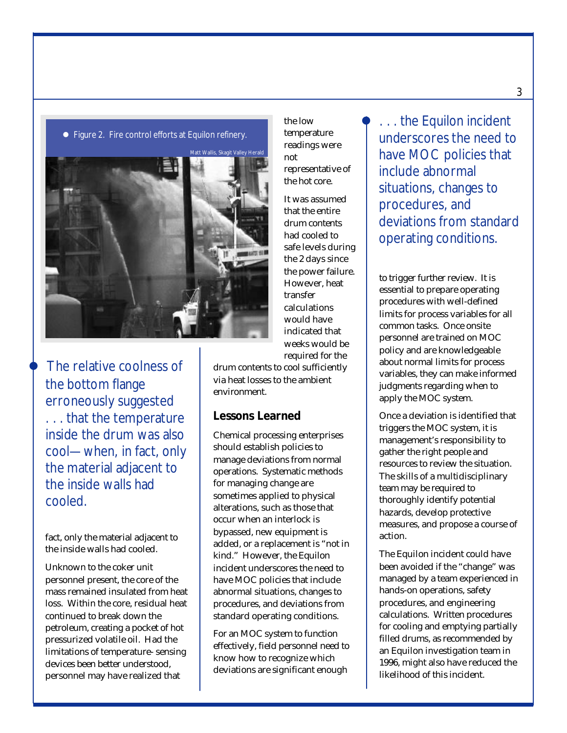Figure 2. Fire control efforts at Equilon refinery.

Matt Wallis, Skagit Valley Herald

> The relative coolness of the bottom flange erroneously suggested . . . that the temperature inside the drum was also cool—when, in fact, only the material adjacent to the inside walls had cooled.

fact, only the material adjacent to the inside walls had cooled.

Unknown to the coker unit personnel present, the core of the mass remained insulated from heat loss. Within the core, residual heat continued to break down the petroleum, creating a pocket of hot pressurized volatile oil. Had the limitations of temperature- sensing devices been better understood, personnel may have realized that the low temperature readings were not representative of the hot core.

It was assumed that the entire drum contents had cooled to safe levels during the 2 days since the power failure. However, heat transfer calculations would have indicated that weeks would be required for the drum contents to cool sufficiently via heat losses to the ambient environment.

## Lessons Learned

Chemical processing enterprises should establish policies to manage deviations from normal operations. Systematic methods for managing change are sometimes applied to physical alterations, such as those that occur when an interlock is bypassed, new equipment is added, or a replacement is "not in kind." However, the Equilon incident underscores the need to have MOC policies that include abnormal situations, changes to procedures, and deviations from standard operating conditions.

> . . . the Equilon incident underscores the need to have MOC policies that include abnormal situations, changes to procedures, and deviations from standard operating conditions.

For an MOC system to function effectively, field personnel need to know how to recognize which deviations are significant enough to trigger further review. It is essential to prepare operating procedures with well-defined limits for process variables for all common tasks. Once onsite personnel are trained on MOC policy and are knowledgeable about normal limits for process variables, they can make informed judgments regarding when to apply the MOC system.

Once a deviation is identified that triggers the MOC system, it is management's responsibility to gather the right people and resources to review the situation. The skills of a multidisciplinary team may be required to thoroughly identify potential hazards, develop protective measures, and propose a course of action.

The Equilon incident could have been avoided if the "change" was managed by a team experienced in hands-on operations, safety procedures, and engineering calculations. Written procedures for cooling and emptying partially filled drums, as recommended by an Equilon investigation team in 1996, might also have reduced the likelihood of this incident.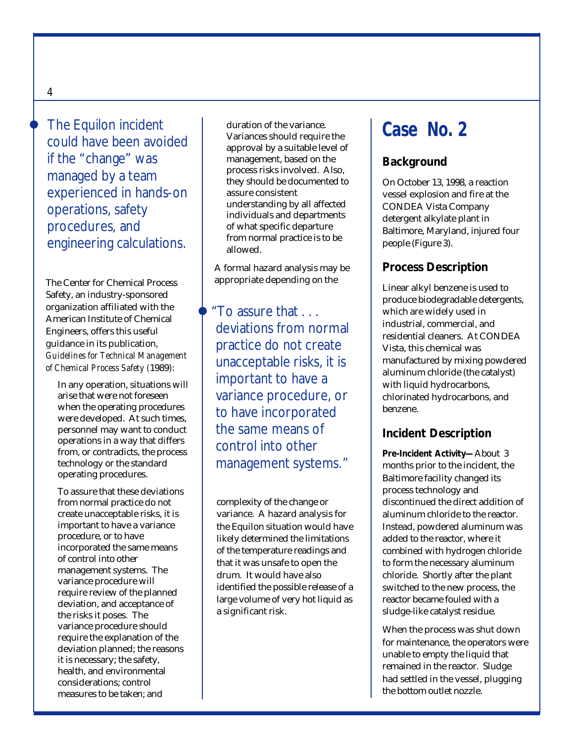> The Equilon incident could have been avoided if the "change" was managed by a team experienced in hands-on operations, safety procedures, and engineering calculations.

The Center for Chemical Process Safety, an industry-sponsored organization affiliated with the American Institute of Chemical Engineers, offers this useful guidance in its publication, *Guidelines for Technical Management of Chemical Process Safety* (1989):

> In any operation, situations will arise that were not foreseen when the operating procedures were developed. At such times, personnel may want to conduct operations in a way that differs from, or contradicts, the process technology or the standard operating procedures.
>
> To assure that these deviations from normal practice do not create unacceptable risks, it is important to have a variance procedure, or to have incorporated the same means of control into other management systems. The variance procedure will require review of the planned deviation, and acceptance of the risks it poses. The variance procedure should require the explanation of the deviation planned; the reasons it is necessary; the safety, health, and environmental considerations; control measures to be taken; and duration of the variance. Variances should require the approval by a suitable level of management, based on the process risks involved. Also, they should be documented to assure consistent understanding by all affected individuals and departments of what specific departure from normal practice is to be allowed.

A formal hazard analysis may be appropriate depending on the complexity of the change or variance. A hazard analysis for the Equilon situation would have likely determined the limitations of the temperature readings and that it was unsafe to open the drum. It would have also identified the possible release of a large volume of very hot liquid as a significant risk.

> "To assure that . . . deviations from normal practice do not create unacceptable risks, it is important to have a variance procedure, or to have incorporated the same means of control into other management systems."

# Case No. 2

## Background

On October 13, 1998, a reaction vessel explosion and fire at the CONDEA Vista Company detergent alkylate plant in Baltimore, Maryland, injured four people (Figure 3).

## Process Description

Linear alkyl benzene is used to produce biodegradable detergents, which are widely used in industrial, commercial, and residential cleaners. At CONDEA Vista, this chemical was manufactured by mixing powdered aluminum chloride (the catalyst) with liquid hydrocarbons, chlorinated hydrocarbons, and benzene.

## Incident Description

**Pre-Incident Activity—** About 3 months prior to the incident, the Baltimore facility changed its process technology and discontinued the direct addition of aluminum chloride to the reactor. Instead, powdered aluminum was added to the reactor, where it combined with hydrogen chloride to form the necessary aluminum chloride. Shortly after the plant switched to the new process, the reactor became fouled with a sludge-like catalyst residue.

When the process was shut down for maintenance, the operators were unable to empty the liquid that remained in the reactor. Sludge had settled in the vessel, plugging the bottom outlet nozzle.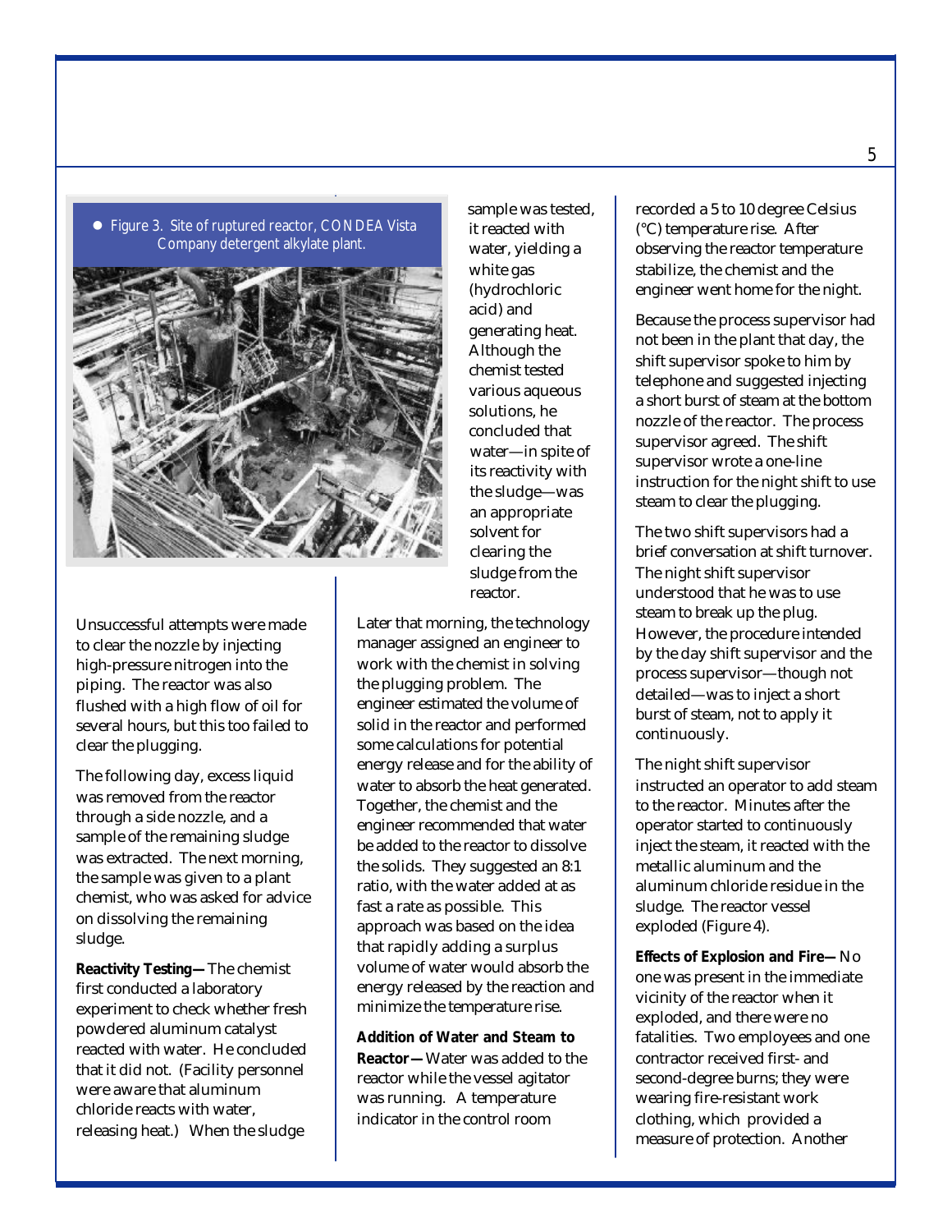Figure 3. Site of ruptured reactor, CONDEA Vista Company detergent alkylate plant.

Unsuccessful attempts were made to clear the nozzle by injecting high-pressure nitrogen into the piping. The reactor was also flushed with a high flow of oil for several hours, but this too failed to clear the plugging.

The following day, excess liquid was removed from the reactor through a side nozzle, and a sample of the remaining sludge was extracted. The next morning, the sample was given to a plant chemist, who was asked for advice on dissolving the remaining sludge.

**Reactivity Testing—** The chemist first conducted a laboratory experiment to check whether fresh powdered aluminum catalyst reacted with water. He concluded that it did not. (Facility personnel were aware that aluminum chloride reacts with water, releasing heat.) When the sludge sample was tested, it reacted with water, yielding a white gas (hydrochloric acid) and generating heat. Although the chemist tested various aqueous solutions, he concluded that water—in spite of its reactivity with the sludge—was an appropriate solvent for clearing the sludge from the reactor.

Later that morning, the technology manager assigned an engineer to work with the chemist in solving the plugging problem. The engineer estimated the volume of solid in the reactor and performed some calculations for potential energy release and for the ability of water to absorb the heat generated. Together, the chemist and the engineer recommended that water be added to the reactor to dissolve the solids. They suggested an 8:1 ratio, with the water added at as fast a rate as possible. This approach was based on the idea that rapidly adding a surplus volume of water would absorb the energy released by the reaction and minimize the temperature rise.

**Addition of Water and Steam to Reactor—** Water was added to the reactor while the vessel agitator was running. A temperature indicator in the control room recorded a 5 to 10 degree Celsius (°C) temperature rise. After observing the reactor temperature stabilize, the chemist and the engineer went home for the night.

Because the process supervisor had not been in the plant that day, the shift supervisor spoke to him by telephone and suggested injecting a short burst of steam at the bottom nozzle of the reactor. The process supervisor agreed. The shift supervisor wrote a one-line instruction for the night shift to use steam to clear the plugging.

The two shift supervisors had a brief conversation at shift turnover. The night shift supervisor understood that he was to use steam to break up the plug. However, the procedure intended by the day shift supervisor and the process supervisor—though not detailed—was to inject a short burst of steam, not to apply it continuously.

The night shift supervisor instructed an operator to add steam to the reactor. Minutes after the operator started to continuously inject the steam, it reacted with the metallic aluminum and the aluminum chloride residue in the sludge. The reactor vessel exploded (Figure 4).

**Effects of Explosion and Fire—** No one was present in the immediate vicinity of the reactor when it exploded, and there were no fatalities. Two employees and one contractor received first- and second-degree burns; they were wearing fire-resistant work clothing, which provided a measure of protection. Another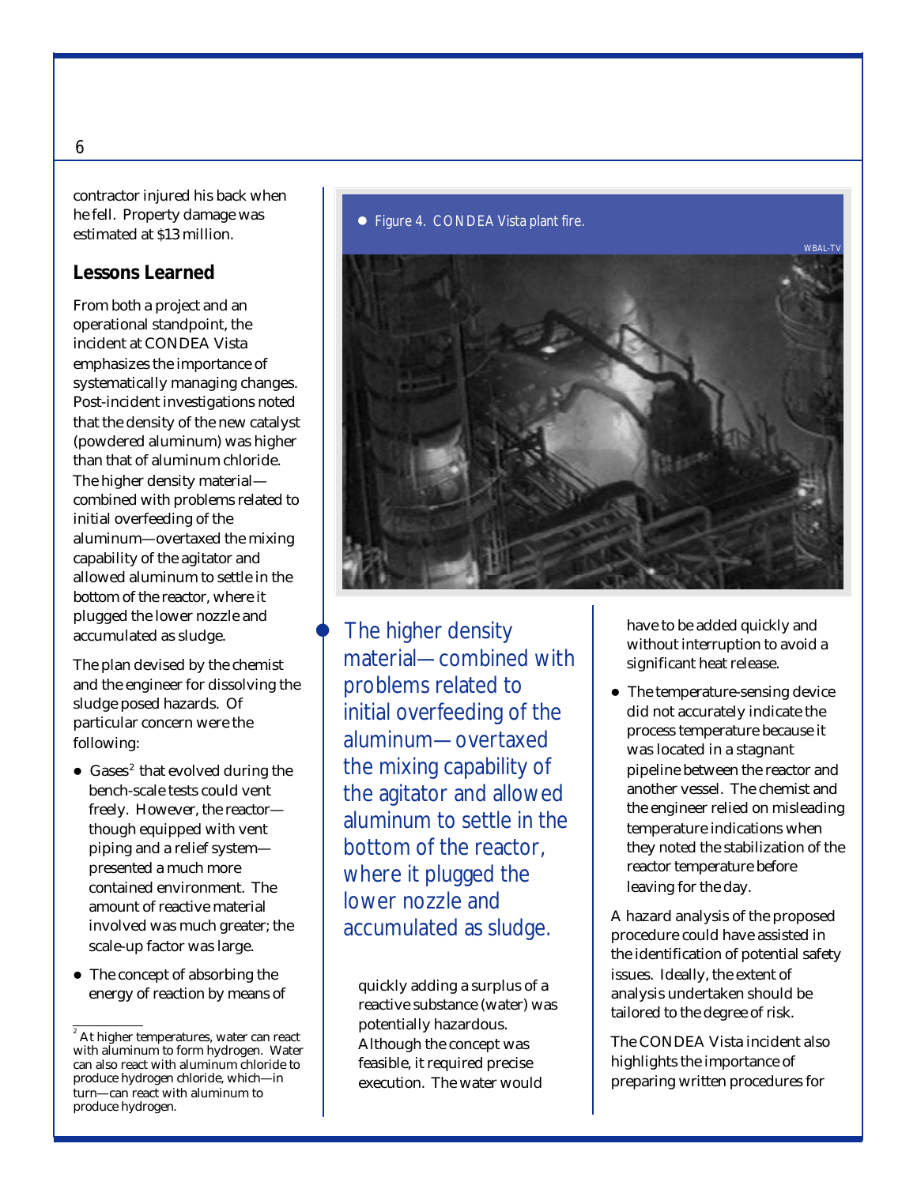contractor injured his back when he fell. Property damage was estimated at $13 million.

### Lessons Learned

From both a project and an operational standpoint, the incident at CONDEA Vista emphasizes the importance of systematically managing changes. Post-incident investigations noted that the density of the new catalyst (powdered aluminum) was higher than that of aluminum chloride. The higher density material—combined with problems related to initial overfeeding of the aluminum—overtaxed the mixing capability of the agitator and allowed aluminum to settle in the bottom of the reactor, where it plugged the lower nozzle and accumulated as sludge.

The plan devised by the chemist and the engineer for dissolving the sludge posed hazards. Of particular concern were the following:

- Gases[2] that evolved during the bench-scale tests could vent freely. However, the reactor—though equipped with vent piping and a relief system—presented a much more contained environment. The amount of reactive material involved was much greater; the scale-up factor was large.
- The concept of absorbing the energy of reaction by means of quickly adding a surplus of a reactive substance (water) was potentially hazardous. Although the concept was feasible, it required precise execution. The water would have to be added quickly and without interruption to avoid a significant heat release.
- The temperature-sensing device did not accurately indicate the process temperature because it was located in a stagnant pipeline between the reactor and another vessel. The chemist and the engineer relied on misleading temperature indications when they noted the stabilization of the reactor temperature before leaving for the day.

A hazard analysis of the proposed procedure could have assisted in the identification of potential safety issues. Ideally, the extent of analysis undertaken should be tailored to the degree of risk.

The CONDEA Vista incident also highlights the importance of preparing written procedures for

Figure 4. CONDEA Vista plant fire.

WBAL-TV

*The higher density material—combined with problems related to initial overfeeding of the aluminum—overtaxed the mixing capability of the agitator and allowed aluminum to settle in the bottom of the reactor, where it plugged the lower nozzle and accumulated as sludge.*

[2] At higher temperatures, water can react with aluminum to form hydrogen. Water can also react with aluminum chloride to produce hydrogen chloride, which—in turn—can react with aluminum to produce hydrogen.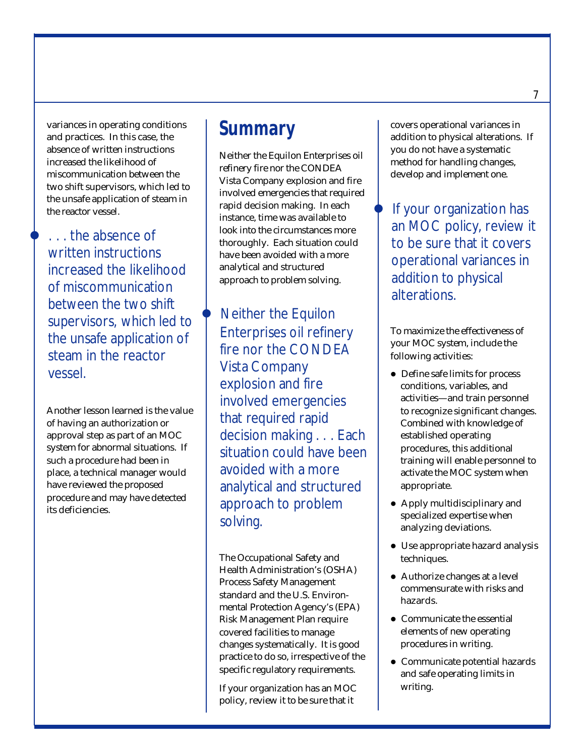variances in operating conditions and practices. In this case, the absence of written instructions increased the likelihood of miscommunication between the two shift supervisors, which led to the unsafe application of steam in the reactor vessel.

> . . . the absence of written instructions increased the likelihood of miscommunication between the two shift supervisors, which led to the unsafe application of steam in the reactor vessel.

Another lesson learned is the value of having an authorization or approval step as part of an MOC system for abnormal situations. If such a procedure had been in place, a technical manager would have reviewed the proposed procedure and may have detected its deficiencies.

## Summary

Neither the Equilon Enterprises oil refinery fire nor the CONDEA Vista Company explosion and fire involved emergencies that required rapid decision making. In each instance, time was available to look into the circumstances more thoroughly. Each situation could have been avoided with a more analytical and structured approach to problem solving.

> Neither the Equilon Enterprises oil refinery fire nor the CONDEA Vista Company explosion and fire involved emergencies that required rapid decision making . . . Each situation could have been avoided with a more analytical and structured approach to problem solving.

The Occupational Safety and Health Administration's (OSHA) Process Safety Management standard and the U.S. Environmental Protection Agency's (EPA) Risk Management Plan require covered facilities to manage changes systematically. It is good practice to do so, irrespective of the specific regulatory requirements.

If your organization has an MOC policy, review it to be sure that it covers operational variances in addition to physical alterations. If you do not have a systematic method for handling changes, develop and implement one.

> If your organization has an MOC policy, review it to be sure that it covers operational variances in addition to physical alterations.

To maximize the effectiveness of your MOC system, include the following activities:

- Define safe limits for process conditions, variables, and activities—and train personnel to recognize significant changes. Combined with knowledge of established operating procedures, this additional training will enable personnel to activate the MOC system when appropriate.
- Apply multidisciplinary and specialized expertise when analyzing deviations.
- Use appropriate hazard analysis techniques.
- Authorize changes at a level commensurate with risks and hazards.
- Communicate the essential elements of new operating procedures in writing.
- Communicate potential hazards and safe operating limits in writing.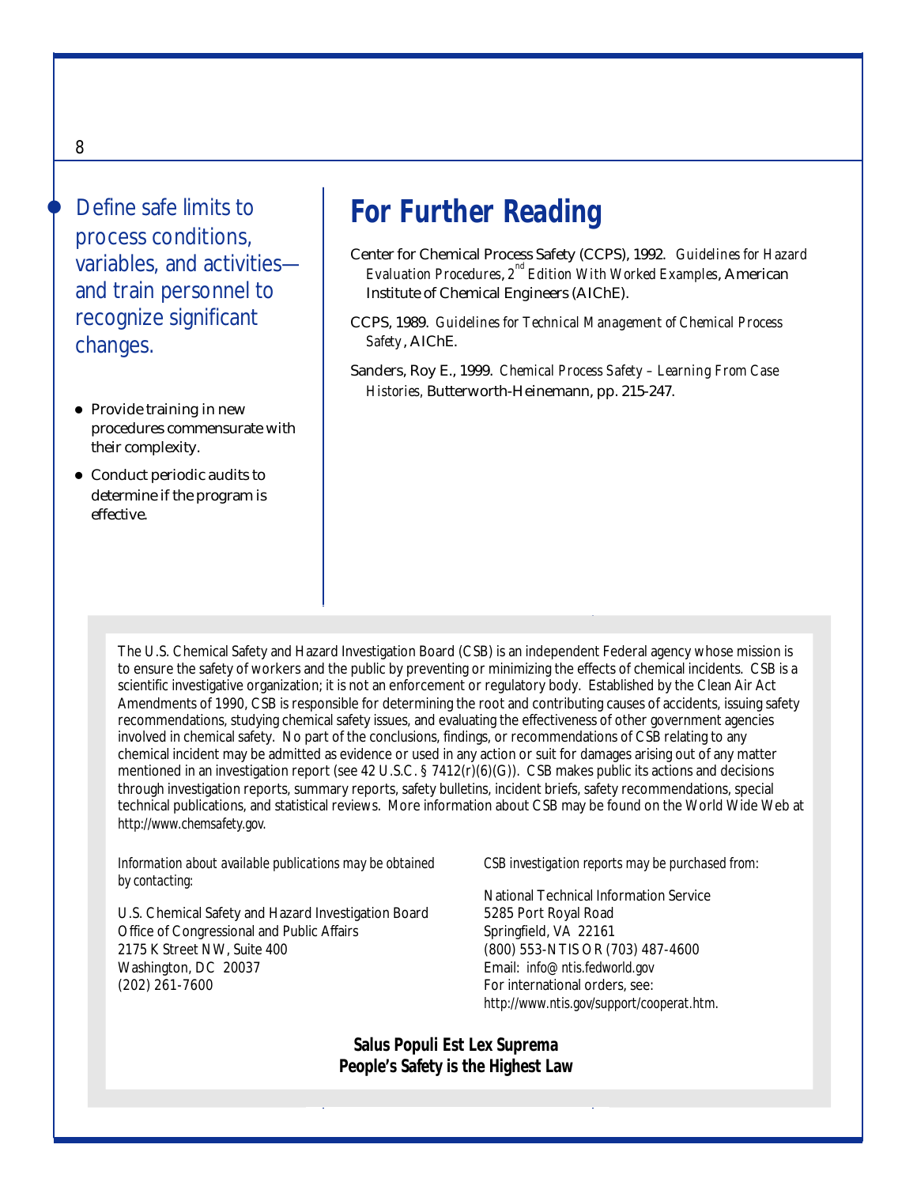- Define safe limits to process conditions, variables, and activities—and train personnel to recognize significant changes.

- Provide training in new procedures commensurate with their complexity.
- Conduct periodic audits to determine if the program is effective.

## For Further Reading

Center for Chemical Process Safety (CCPS), 1992. *Guidelines for Hazard Evaluation Procedures, 2nd Edition With Worked Examples*, American Institute of Chemical Engineers (AIChE).

CCPS, 1989. *Guidelines for Technical Management of Chemical Process Safety*, AIChE.

Sanders, Roy E., 1999. *Chemical Process Safety – Learning From Case Histories,* Butterworth-Heinemann, pp. 215-247.

The U.S. Chemical Safety and Hazard Investigation Board (CSB) is an independent Federal agency whose mission is to ensure the safety of workers and the public by preventing or minimizing the effects of chemical incidents. CSB is a scientific investigative organization; it is not an enforcement or regulatory body. Established by the Clean Air Act Amendments of 1990, CSB is responsible for determining the root and contributing causes of accidents, issuing safety recommendations, studying chemical safety issues, and evaluating the effectiveness of other government agencies involved in chemical safety. No part of the conclusions, findings, or recommendations of CSB relating to any chemical incident may be admitted as evidence or used in any action or suit for damages arising out of any matter mentioned in an investigation report (see 42 U.S.C. § 7412(r)(6)(G)). CSB makes public its actions and decisions through investigation reports, summary reports, safety bulletins, incident briefs, safety recommendations, special technical publications, and statistical reviews. More information about CSB may be found on the World Wide Web at http://www.chemsafety.gov.

*Information about available publications may be obtained by contacting:*

U.S. Chemical Safety and Hazard Investigation Board
Office of Congressional and Public Affairs
2175 K Street NW, Suite 400
Washington, DC 20037
(202) 261-7600

*CSB investigation reports may be purchased from:*

National Technical Information Service
5285 Port Royal Road
Springfield, VA 22161
(800) 553-NTIS OR (703) 487-4600
Email: info@ntis.fedworld.gov
For international orders, see:
http://www.ntis.gov/support/cooperat.htm.

**Salus Populi Est Lex Suprema**
**People's Safety is the Highest Law**